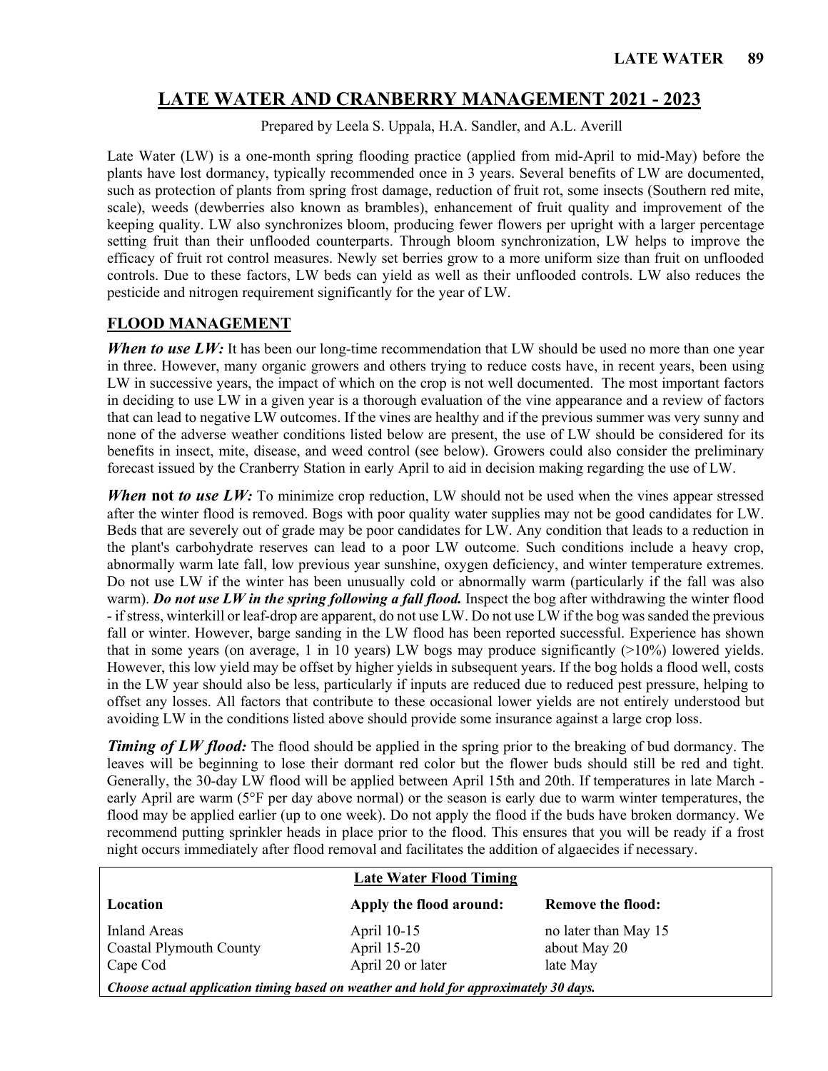# LATE WATER AND CRANBERRY MANAGEMENT 2021 - 2023

Prepared by Leela S. Uppala, H.A. Sandler, and A.L. Averill

Late Water (LW) is a one-month spring flooding practice (applied from mid-April to mid-May) before the plants have lost dormancy, typically recommended once in 3 years. Several benefits of LW are documented, such as protection of plants from spring frost damage, reduction of fruit rot, some insects (Southern red mite, scale), weeds (dewberries also known as brambles), enhancement of fruit quality and improvement of the keeping quality. LW also synchronizes bloom, producing fewer flowers per upright with a larger percentage setting fruit than their unflooded counterparts. Through bloom synchronization, LW helps to improve the efficacy of fruit rot control measures. Newly set berries grow to a more uniform size than fruit on unflooded controls. Due to these factors, LW beds can yield as well as their unflooded controls. LW also reduces the pesticide and nitrogen requirement significantly for the year of LW.

## FLOOD MANAGEMENT

***When to use LW:*** It has been our long-time recommendation that LW should be used no more than one year in three. However, many organic growers and others trying to reduce costs have, in recent years, been using LW in successive years, the impact of which on the crop is not well documented. The most important factors in deciding to use LW in a given year is a thorough evaluation of the vine appearance and a review of factors that can lead to negative LW outcomes. If the vines are healthy and if the previous summer was very sunny and none of the adverse weather conditions listed below are present, the use of LW should be considered for its benefits in insect, mite, disease, and weed control (see below). Growers could also consider the preliminary forecast issued by the Cranberry Station in early April to aid in decision making regarding the use of LW.

***When* not *to use LW:*** To minimize crop reduction, LW should not be used when the vines appear stressed after the winter flood is removed. Bogs with poor quality water supplies may not be good candidates for LW. Beds that are severely out of grade may be poor candidates for LW. Any condition that leads to a reduction in the plant's carbohydrate reserves can lead to a poor LW outcome. Such conditions include a heavy crop, abnormally warm late fall, low previous year sunshine, oxygen deficiency, and winter temperature extremes. Do not use LW if the winter has been unusually cold or abnormally warm (particularly if the fall was also warm). ***Do not use LW in the spring following a fall flood.*** Inspect the bog after withdrawing the winter flood - if stress, winterkill or leaf-drop are apparent, do not use LW. Do not use LW if the bog was sanded the previous fall or winter. However, barge sanding in the LW flood has been reported successful. Experience has shown that in some years (on average, 1 in 10 years) LW bogs may produce significantly (>10%) lowered yields. However, this low yield may be offset by higher yields in subsequent years. If the bog holds a flood well, costs in the LW year should also be less, particularly if inputs are reduced due to reduced pest pressure, helping to offset any losses. All factors that contribute to these occasional lower yields are not entirely understood but avoiding LW in the conditions listed above should provide some insurance against a large crop loss.

***Timing of LW flood:*** The flood should be applied in the spring prior to the breaking of bud dormancy. The leaves will be beginning to lose their dormant red color but the flower buds should still be red and tight. Generally, the 30-day LW flood will be applied between April 15th and 20th. If temperatures in late March - early April are warm (5°F per day above normal) or the season is early due to warm winter temperatures, the flood may be applied earlier (up to one week). Do not apply the flood if the buds have broken dormancy. We recommend putting sprinkler heads in place prior to the flood. This ensures that you will be ready if a frost night occurs immediately after flood removal and facilitates the addition of algaecides if necessary.

**Late Water Flood Timing**

| Location | Apply the flood around: | Remove the flood: |
|---|---|---|
| Inland Areas | April 10-15 | no later than May 15 |
| Coastal Plymouth County | April 15-20 | about May 20 |
| Cape Cod | April 20 or later | late May |

***Choose actual application timing based on weather and hold for approximately 30 days.***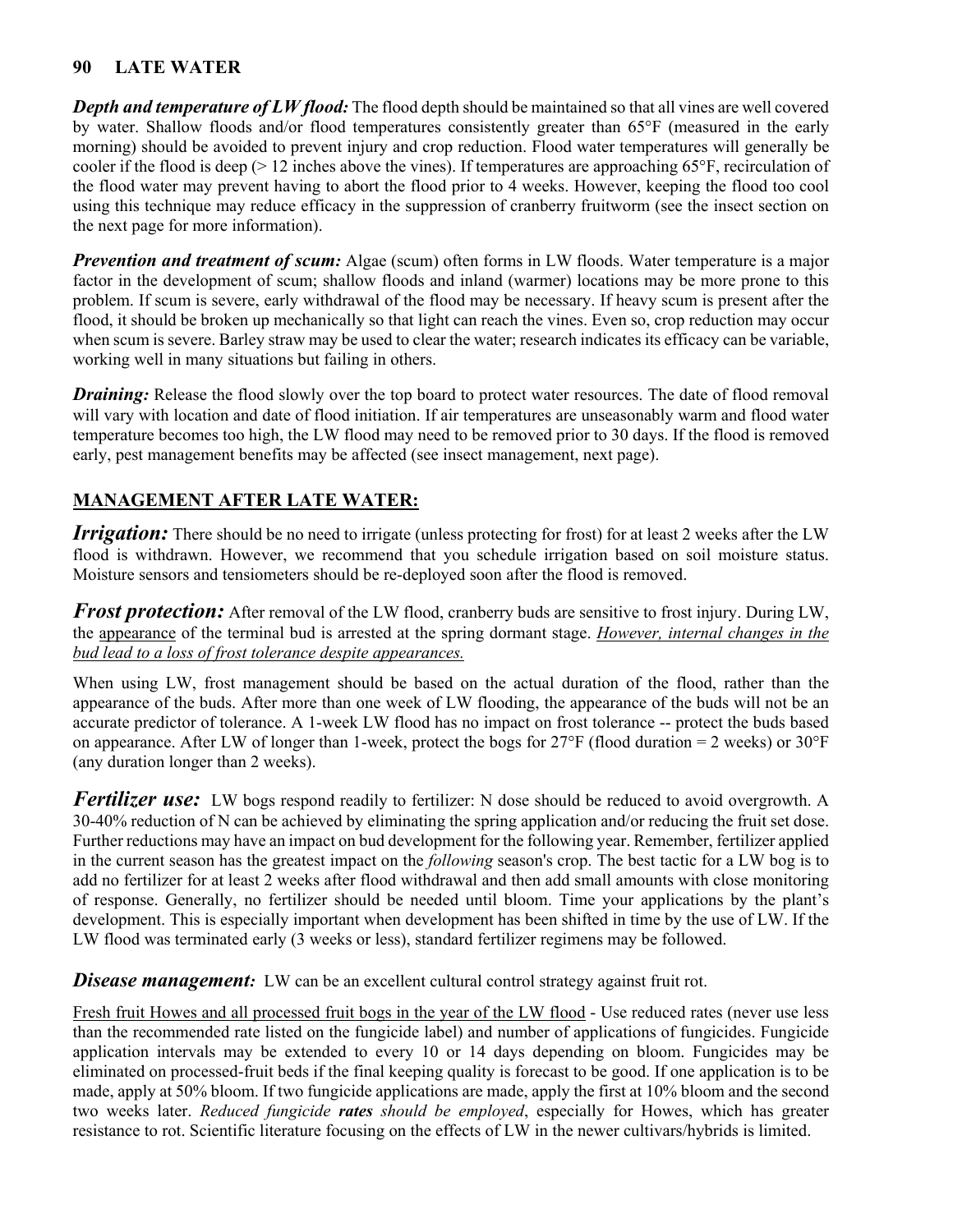***Depth and temperature of LW flood:*** The flood depth should be maintained so that all vines are well covered by water. Shallow floods and/or flood temperatures consistently greater than 65°F (measured in the early morning) should be avoided to prevent injury and crop reduction. Flood water temperatures will generally be cooler if the flood is deep (> 12 inches above the vines). If temperatures are approaching 65°F, recirculation of the flood water may prevent having to abort the flood prior to 4 weeks. However, keeping the flood too cool using this technique may reduce efficacy in the suppression of cranberry fruitworm (see the insect section on the next page for more information).

***Prevention and treatment of scum:*** Algae (scum) often forms in LW floods. Water temperature is a major factor in the development of scum; shallow floods and inland (warmer) locations may be more prone to this problem. If scum is severe, early withdrawal of the flood may be necessary. If heavy scum is present after the flood, it should be broken up mechanically so that light can reach the vines. Even so, crop reduction may occur when scum is severe. Barley straw may be used to clear the water; research indicates its efficacy can be variable, working well in many situations but failing in others.

***Draining:*** Release the flood slowly over the top board to protect water resources. The date of flood removal will vary with location and date of flood initiation. If air temperatures are unseasonably warm and flood water temperature becomes too high, the LW flood may need to be removed prior to 30 days. If the flood is removed early, pest management benefits may be affected (see insect management, next page).

## MANAGEMENT AFTER LATE WATER:

***Irrigation:*** There should be no need to irrigate (unless protecting for frost) for at least 2 weeks after the LW flood is withdrawn. However, we recommend that you schedule irrigation based on soil moisture status. Moisture sensors and tensiometers should be re-deployed soon after the flood is removed.

***Frost protection:*** After removal of the LW flood, cranberry buds are sensitive to frost injury. During LW, the appearance of the terminal bud is arrested at the spring dormant stage. *However, internal changes in the bud lead to a loss of frost tolerance despite appearances.*

When using LW, frost management should be based on the actual duration of the flood, rather than the appearance of the buds. After more than one week of LW flooding, the appearance of the buds will not be an accurate predictor of tolerance. A 1-week LW flood has no impact on frost tolerance -- protect the buds based on appearance. After LW of longer than 1-week, protect the bogs for 27°F (flood duration = 2 weeks) or 30°F (any duration longer than 2 weeks).

***Fertilizer use:*** LW bogs respond readily to fertilizer: N dose should be reduced to avoid overgrowth. A 30-40% reduction of N can be achieved by eliminating the spring application and/or reducing the fruit set dose. Further reductions may have an impact on bud development for the following year. Remember, fertilizer applied in the current season has the greatest impact on the *following* season's crop. The best tactic for a LW bog is to add no fertilizer for at least 2 weeks after flood withdrawal and then add small amounts with close monitoring of response. Generally, no fertilizer should be needed until bloom. Time your applications by the plant's development. This is especially important when development has been shifted in time by the use of LW. If the LW flood was terminated early (3 weeks or less), standard fertilizer regimens may be followed.

***Disease management:*** LW can be an excellent cultural control strategy against fruit rot.

Fresh fruit Howes and all processed fruit bogs in the year of the LW flood - Use reduced rates (never use less than the recommended rate listed on the fungicide label) and number of applications of fungicides. Fungicide application intervals may be extended to every 10 or 14 days depending on bloom. Fungicides may be eliminated on processed-fruit beds if the final keeping quality is forecast to be good. If one application is to be made, apply at 50% bloom. If two fungicide applications are made, apply the first at 10% bloom and the second two weeks later. *Reduced fungicide **rates** should be employed*, especially for Howes, which has greater resistance to rot. Scientific literature focusing on the effects of LW in the newer cultivars/hybrids is limited.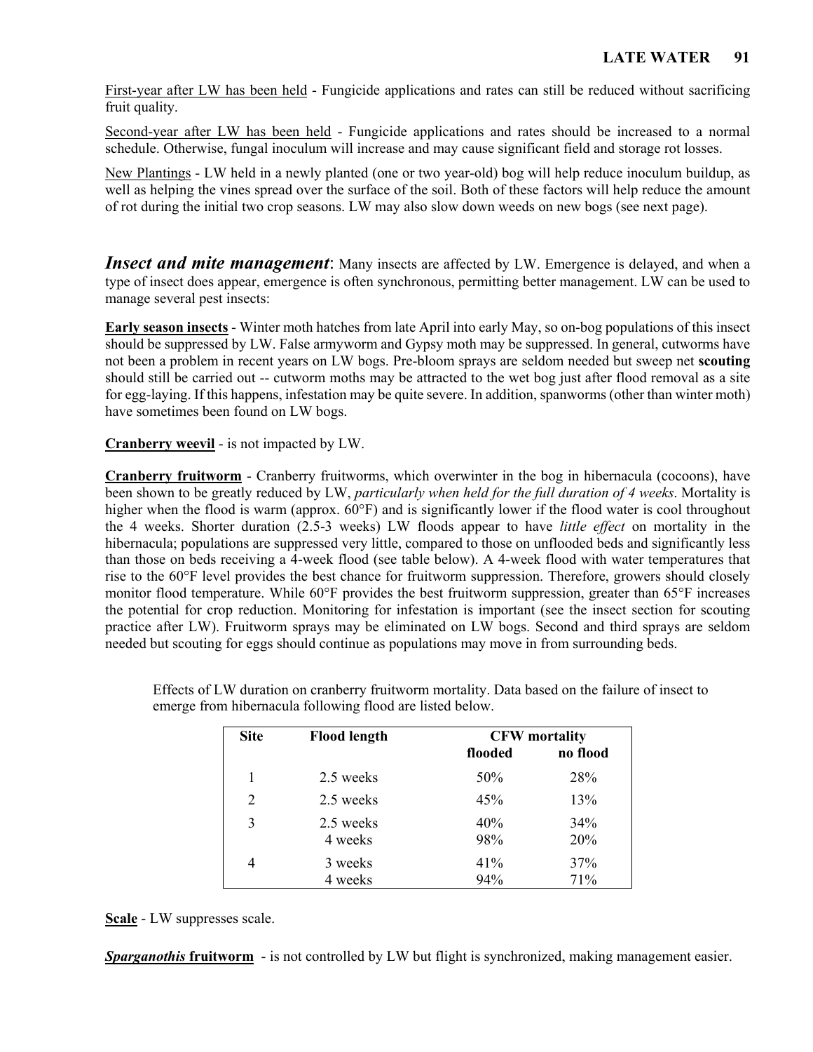First-year after LW has been held - Fungicide applications and rates can still be reduced without sacrificing fruit quality.

Second-year after LW has been held - Fungicide applications and rates should be increased to a normal schedule. Otherwise, fungal inoculum will increase and may cause significant field and storage rot losses.

New Plantings - LW held in a newly planted (one or two year-old) bog will help reduce inoculum buildup, as well as helping the vines spread over the surface of the soil. Both of these factors will help reduce the amount of rot during the initial two crop seasons. LW may also slow down weeds on new bogs (see next page).

## *Insect and mite management*

Many insects are affected by LW. Emergence is delayed, and when a type of insect does appear, emergence is often synchronous, permitting better management. LW can be used to manage several pest insects:

**Early season insects** - Winter moth hatches from late April into early May, so on-bog populations of this insect should be suppressed by LW. False armyworm and Gypsy moth may be suppressed. In general, cutworms have not been a problem in recent years on LW bogs. Pre-bloom sprays are seldom needed but sweep net **scouting** should still be carried out -- cutworm moths may be attracted to the wet bog just after flood removal as a site for egg-laying. If this happens, infestation may be quite severe. In addition, spanworms (other than winter moth) have sometimes been found on LW bogs.

**Cranberry weevil** - is not impacted by LW.

**Cranberry fruitworm** - Cranberry fruitworms, which overwinter in the bog in hibernacula (cocoons), have been shown to be greatly reduced by LW, *particularly when held for the full duration of 4 weeks*. Mortality is higher when the flood is warm (approx. 60°F) and is significantly lower if the flood water is cool throughout the 4 weeks. Shorter duration (2.5-3 weeks) LW floods appear to have *little effect* on mortality in the hibernacula; populations are suppressed very little, compared to those on unflooded beds and significantly less than those on beds receiving a 4-week flood (see table below). A 4-week flood with water temperatures that rise to the 60°F level provides the best chance for fruitworm suppression. Therefore, growers should closely monitor flood temperature. While 60°F provides the best fruitworm suppression, greater than 65°F increases the potential for crop reduction. Monitoring for infestation is important (see the insect section for scouting practice after LW). Fruitworm sprays may be eliminated on LW bogs. Second and third sprays are seldom needed but scouting for eggs should continue as populations may move in from surrounding beds.

Effects of LW duration on cranberry fruitworm mortality. Data based on the failure of insect to emerge from hibernacula following flood are listed below.

| Site | Flood length | CFW mortality | |
|---|---|---|---|
| | | flooded | no flood |
| 1 | 2.5 weeks | 50% | 28% |
| 2 | 2.5 weeks | 45% | 13% |
| 3 | 2.5 weeks | 40% | 34% |
| | 4 weeks | 98% | 20% |
| 4 | 3 weeks | 41% | 37% |
| | 4 weeks | 94% | 71% |

**Scale** - LW suppresses scale.

***Sparganothis* fruitworm** - is not controlled by LW but flight is synchronized, making management easier.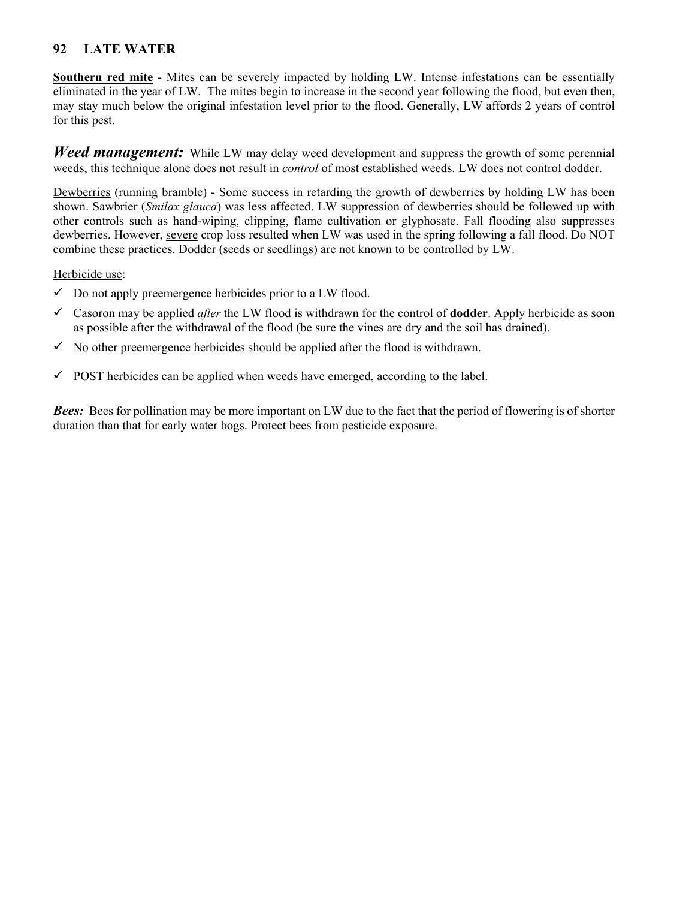**Southern red mite** - Mites can be severely impacted by holding LW. Intense infestations can be essentially eliminated in the year of LW. The mites begin to increase in the second year following the flood, but even then, may stay much below the original infestation level prior to the flood. Generally, LW affords 2 years of control for this pest.

***Weed management:*** While LW may delay weed development and suppress the growth of some perennial weeds, this technique alone does not result in *control* of most established weeds. LW does not control dodder.

Dewberries (running bramble) - Some success in retarding the growth of dewberries by holding LW has been shown. Sawbrier (*Smilax glauca*) was less affected. LW suppression of dewberries should be followed up with other controls such as hand-wiping, clipping, flame cultivation or glyphosate. Fall flooding also suppresses dewberries. However, severe crop loss resulted when LW was used in the spring following a fall flood. Do NOT combine these practices. Dodder (seeds or seedlings) are not known to be controlled by LW.

Herbicide use:

- ✓ Do not apply preemergence herbicides prior to a LW flood.
- ✓ Casoron may be applied *after* the LW flood is withdrawn for the control of **dodder**. Apply herbicide as soon as possible after the withdrawal of the flood (be sure the vines are dry and the soil has drained).
- ✓ No other preemergence herbicides should be applied after the flood is withdrawn.
- ✓ POST herbicides can be applied when weeds have emerged, according to the label.

***Bees:*** Bees for pollination may be more important on LW due to the fact that the period of flowering is of shorter duration than that for early water bogs. Protect bees from pesticide exposure.